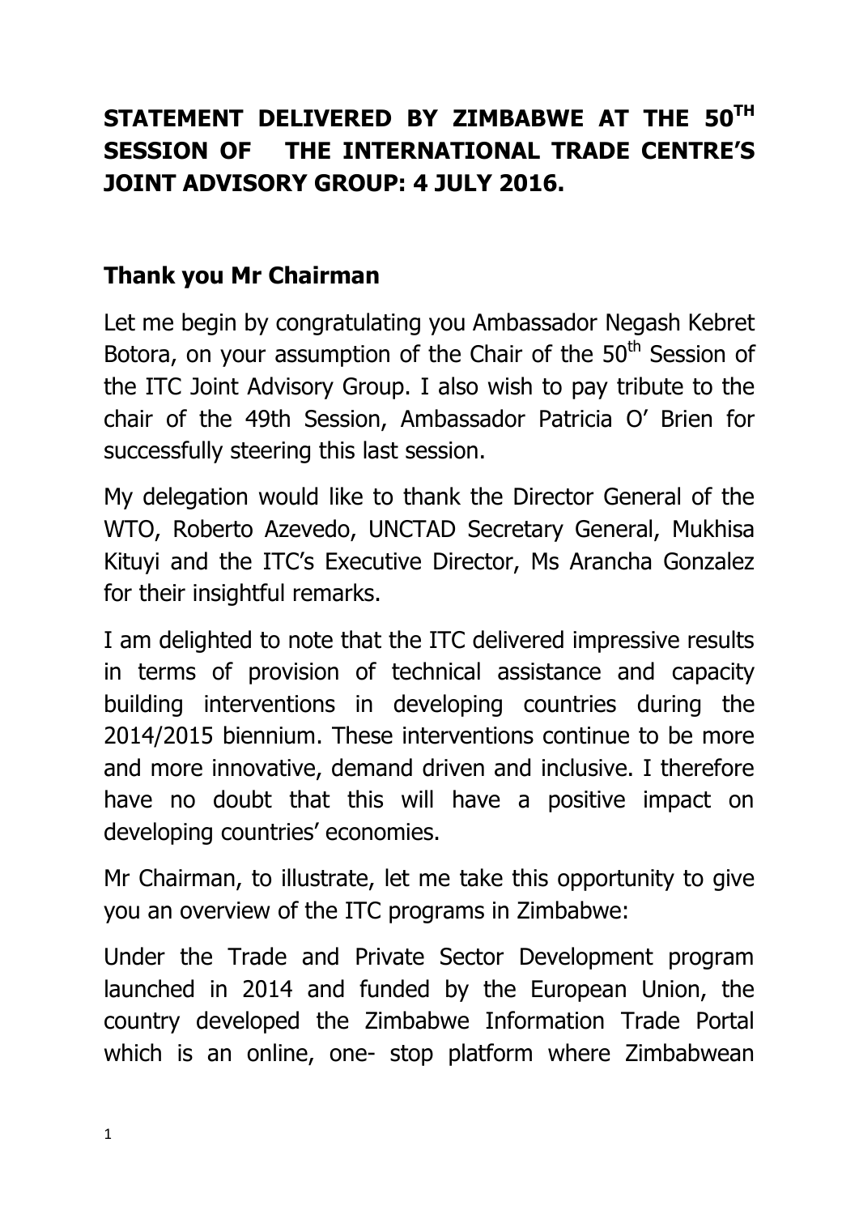# STATEMENT DELIVERED BY ZIMBABWE AT THE 50TH SESSION OF THE INTERNATIONAL TRADE CENTRE'S JOINT ADVISORY GROUP: 4 JULY 2016.

**Thank you Mr Chairman**

Let me begin by congratulating you Ambassador Negash Kebret Botora, on your assumption of the Chair of the 50th Session of the ITC Joint Advisory Group. I also wish to pay tribute to the chair of the 49th Session, Ambassador Patricia O' Brien for successfully steering this last session.

My delegation would like to thank the Director General of the WTO, Roberto Azevedo, UNCTAD Secretary General, Mukhisa Kituyi and the ITC's Executive Director, Ms Arancha Gonzalez for their insightful remarks.

I am delighted to note that the ITC delivered impressive results in terms of provision of technical assistance and capacity building interventions in developing countries during the 2014/2015 biennium. These interventions continue to be more and more innovative, demand driven and inclusive. I therefore have no doubt that this will have a positive impact on developing countries' economies.

Mr Chairman, to illustrate, let me take this opportunity to give you an overview of the ITC programs in Zimbabwe:

Under the Trade and Private Sector Development program launched in 2014 and funded by the European Union, the country developed the Zimbabwe Information Trade Portal which is an online, one- stop platform where Zimbabwean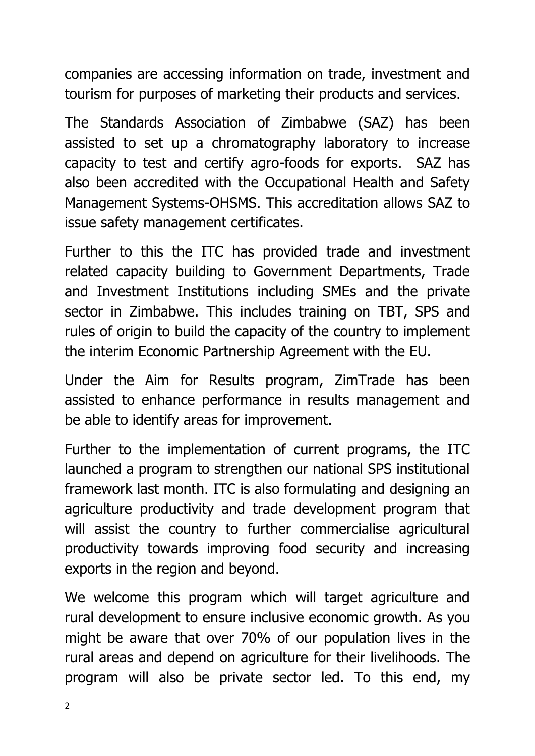companies are accessing information on trade, investment and tourism for purposes of marketing their products and services.

The Standards Association of Zimbabwe (SAZ) has been assisted to set up a chromatography laboratory to increase capacity to test and certify agro-foods for exports. SAZ has also been accredited with the Occupational Health and Safety Management Systems-OHSMS. This accreditation allows SAZ to issue safety management certificates.

Further to this the ITC has provided trade and investment related capacity building to Government Departments, Trade and Investment Institutions including SMEs and the private sector in Zimbabwe. This includes training on TBT, SPS and rules of origin to build the capacity of the country to implement the interim Economic Partnership Agreement with the EU.

Under the Aim for Results program, ZimTrade has been assisted to enhance performance in results management and be able to identify areas for improvement.

Further to the implementation of current programs, the ITC launched a program to strengthen our national SPS institutional framework last month. ITC is also formulating and designing an agriculture productivity and trade development program that will assist the country to further commercialise agricultural productivity towards improving food security and increasing exports in the region and beyond.

We welcome this program which will target agriculture and rural development to ensure inclusive economic growth. As you might be aware that over 70% of our population lives in the rural areas and depend on agriculture for their livelihoods. The program will also be private sector led. To this end, my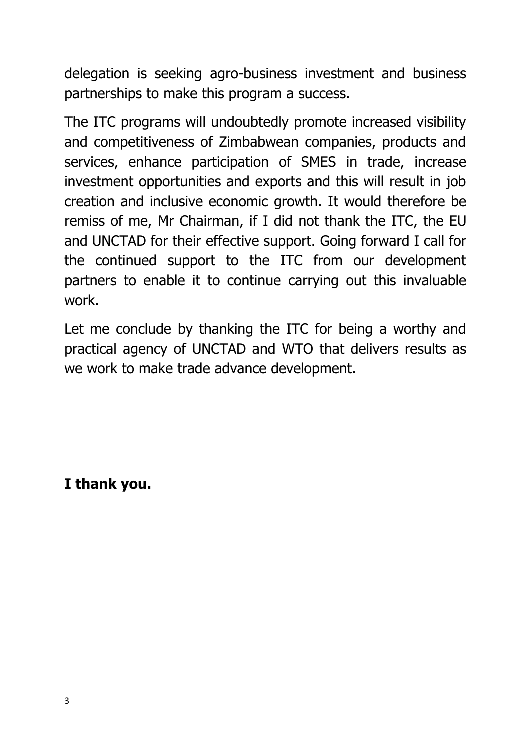delegation is seeking agro-business investment and business partnerships to make this program a success.

The ITC programs will undoubtedly promote increased visibility and competitiveness of Zimbabwean companies, products and services, enhance participation of SMES in trade, increase investment opportunities and exports and this will result in job creation and inclusive economic growth. It would therefore be remiss of me, Mr Chairman, if I did not thank the ITC, the EU and UNCTAD for their effective support. Going forward I call for the continued support to the ITC from our development partners to enable it to continue carrying out this invaluable work.

Let me conclude by thanking the ITC for being a worthy and practical agency of UNCTAD and WTO that delivers results as we work to make trade advance development.

**I thank you.**